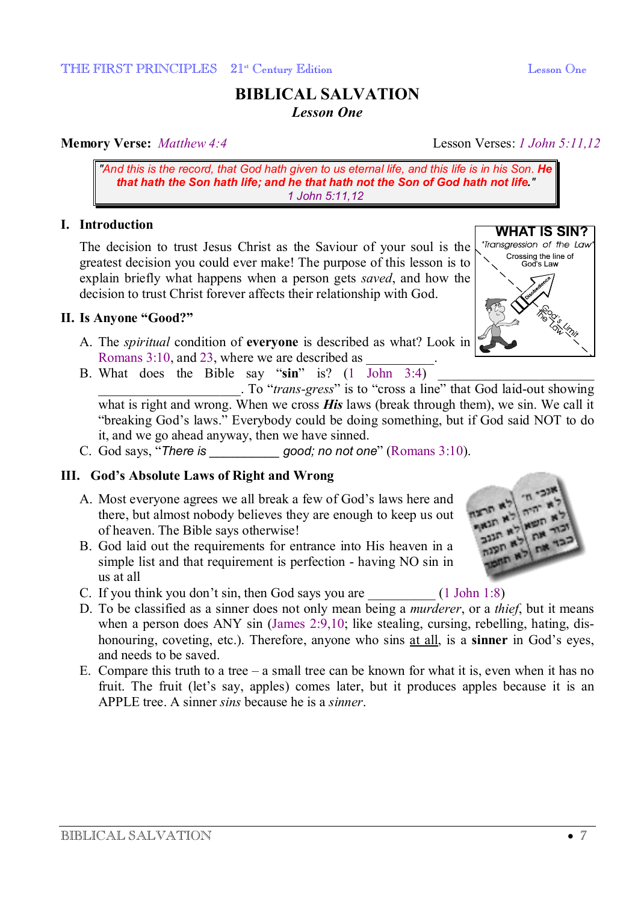# BIBLICAL SALVATION

*Lesson One*

**Memory Verse:** *Matthew 4:4* Lesson Verses: *1 John 5:11,12*

> *"And this is the record, that God hath given to us eternal life, and this life is in his Son.* ***He that hath the Son hath life; and he that hath not the Son of God hath not life.****"*
> *1 John 5:11,12*

## I. Introduction

The decision to trust Jesus Christ as the Saviour of your soul is the greatest decision you could ever make! The purpose of this lesson is to explain briefly what happens when a person gets *saved*, and how the decision to trust Christ forever affects their relationship with God.

**WHAT IS SIN?**
"Transgression of the Law"
Crossing the line of God's Law
Disobedience
God's Limit
The Law

## II. Is Anyone "Good?"

A. The *spiritual* condition of **everyone** is described as what? Look in Romans 3:10, and 23, where we are described as __________.

B. What does the Bible say "**sin**" is? (1 John 3:4) ____________________________________________. To "*trans-gress*" is to "cross a line" that God laid-out showing what is right and wrong. When we cross ***His*** laws (break through them), we sin. We call it "breaking God's laws." Everybody could be doing something, but if God said NOT to do it, and we go ahead anyway, then we have sinned.

C. God says, "*There is __________ good; no not one*" (Romans 3:10).

## III. God's Absolute Laws of Right and Wrong

A. Most everyone agrees we all break a few of God's laws here and there, but almost nobody believes they are enough to keep us out of heaven. The Bible says otherwise!

B. God laid out the requirements for entrance into His heaven in a simple list and that requirement is perfection - having NO sin in us at all

C. If you think you don't sin, then God says you are __________ (1 John 1:8)

D. To be classified as a sinner does not only mean being a *murderer*, or a *thief*, but it means when a person does ANY sin (James 2:9,10; like stealing, cursing, rebelling, hating, dis-honouring, coveting, etc.). Therefore, anyone who sins <u>at all</u>, is a **sinner** in God's eyes, and needs to be saved.

E. Compare this truth to a tree – a small tree can be known for what it is, even when it has no fruit. The fruit (let's say, apples) comes later, but it produces apples because it is an APPLE tree. A sinner *sins* because he is a *sinner*.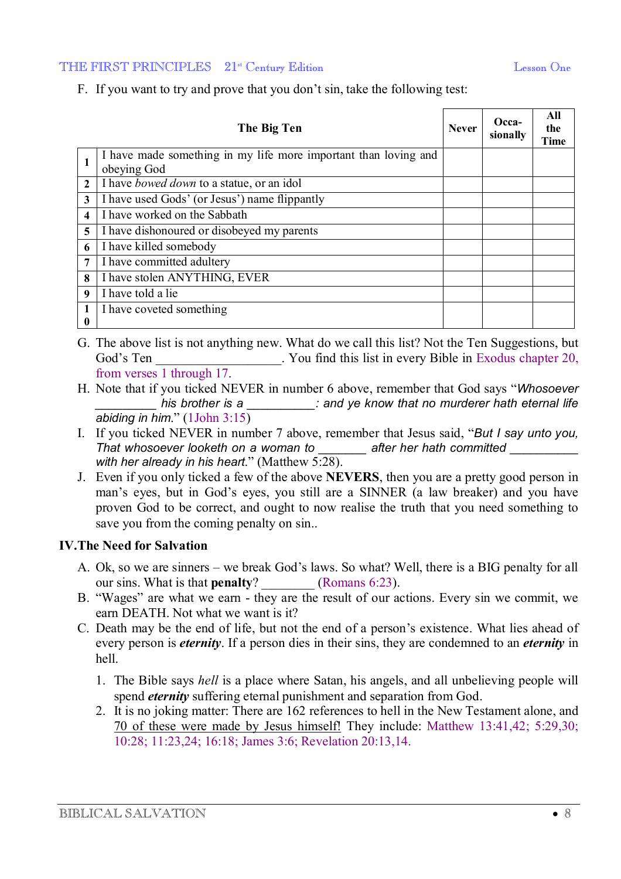F. If you want to try and prove that you don't sin, take the following test:

| | The Big Ten | Never | Occa-sionally | All the Time |
|---|---|---|---|---|
| 1 | I have made something in my life more important than loving and obeying God | | | |
| 2 | I have *bowed down* to a statue, or an idol | | | |
| 3 | I have used Gods' (or Jesus') name flippantly | | | |
| 4 | I have worked on the Sabbath | | | |
| 5 | I have dishonoured or disobeyed my parents | | | |
| 6 | I have killed somebody | | | |
| 7 | I have committed adultery | | | |
| 8 | I have stolen ANYTHING, EVER | | | |
| 9 | I have told a lie | | | |
| 10 | I have coveted something | | | |

G. The above list is not anything new. What do we call this list? Not the Ten Suggestions, but God's Ten __________________. You find this list in every Bible in Exodus chapter 20, from verses 1 through 17.

H. Note that if you ticked NEVER in number 6 above, remember that God says "*Whosoever _________ his brother is a __________: and ye know that no murderer hath eternal life abiding in him.*" (1John 3:15)

I. If you ticked NEVER in number 7 above, remember that Jesus said, "*But I say unto you, That whosoever looketh on a woman to _______ after her hath committed __________ with her already in his heart.*" (Matthew 5:28).

J. Even if you only ticked a few of the above **NEVERS**, then you are a pretty good person in man's eyes, but in God's eyes, you still are a SINNER (a law breaker) and you have proven God to be correct, and ought to now realise the truth that you need something to save you from the coming penalty on sin..

## IV.The Need for Salvation

A. Ok, so we are sinners – we break God's laws. So what? Well, there is a BIG penalty for all our sins. What is that **penalty**? ________ (Romans 6:23).

B. "Wages" are what we earn - they are the result of our actions. Every sin we commit, we earn DEATH. Not what we want is it?

C. Death may be the end of life, but not the end of a person's existence. What lies ahead of every person is ***eternity***. If a person dies in their sins, they are condemned to an ***eternity*** in hell.

1. The Bible says *hell* is a place where Satan, his angels, and all unbelieving people will spend ***eternity*** suffering eternal punishment and separation from God.
2. It is no joking matter: There are 162 references to hell in the New Testament alone, and 70 of these were made by Jesus himself! They include: Matthew 13:41,42; 5:29,30; 10:28; 11:23,24; 16:18; James 3:6; Revelation 20:13,14.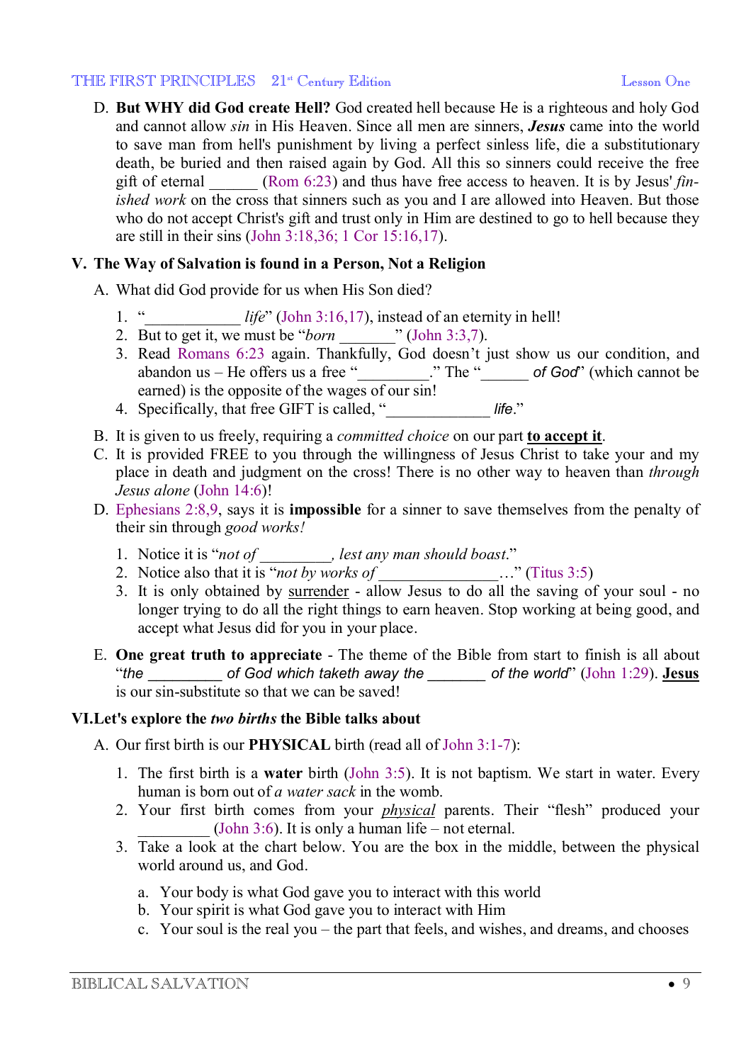D. **But WHY did God create Hell?** God created hell because He is a righteous and holy God and cannot allow *sin* in His Heaven. Since all men are sinners, ***Jesus*** came into the world to save man from hell's punishment by living a perfect sinless life, die a substitutionary death, be buried and then raised again by God. All this so sinners could receive the free gift of eternal _______ (Rom 6:23) and thus have free access to heaven. It is by Jesus' *finished work* on the cross that sinners such as you and I are allowed into Heaven. But those who do not accept Christ's gift and trust only in Him are destined to go to hell because they are still in their sins (John 3:18,36; 1 Cor 15:16,17).

## V. The Way of Salvation is found in a Person, Not a Religion

A. What did God provide for us when His Son died?

1. "____________ *life*" (John 3:16,17), instead of an eternity in hell!
2. But to get it, we must be "*born* ________" (John 3:3,7).
3. Read Romans 6:23 again. Thankfully, God doesn't just show us our condition, and abandon us – He offers us a free "_________." The "______ *of God*" (which cannot be earned) is the opposite of the wages of our sin!
4. Specifically, that free GIFT is called, "_____________ *life*."

B. It is given to us freely, requiring a *committed choice* on our part **<u>to accept it</u>**.

C. It is provided FREE to you through the willingness of Jesus Christ to take your and my place in death and judgment on the cross! There is no other way to heaven than *through Jesus alone* (John 14:6)!

D. Ephesians 2:8,9, says it is **impossible** for a sinner to save themselves from the penalty of their sin through *good works!*

1. Notice it is "*not of _________, lest any man should boast*."
2. Notice also that it is "*not by works of _______________*…" (Titus 3:5)
3. It is only obtained by <u>surrender</u> - allow Jesus to do all the saving of your soul - no longer trying to do all the right things to earn heaven. Stop working at being good, and accept what Jesus did for you in your place.

E. **One great truth to appreciate** - The theme of the Bible from start to finish is all about "*the _________ of God which taketh away the _______ of the world*" (John 1:29). **<u>Jesus</u>** is our sin-substitute so that we can be saved!

## VI. Let's explore the *two births* the Bible talks about

A. Our first birth is our **PHYSICAL** birth (read all of John 3:1-7):

1. The first birth is a **water** birth (John 3:5). It is not baptism. We start in water. Every human is born out of *a water sack* in the womb.
2. Your first birth comes from your <u>*physical*</u> parents. Their "flesh" produced your _________ (John 3:6). It is only a human life – not eternal.
3. Take a look at the chart below. You are the box in the middle, between the physical world around us, and God.
   a. Your body is what God gave you to interact with this world
   b. Your spirit is what God gave you to interact with Him
   c. Your soul is the real you – the part that feels, and wishes, and dreams, and chooses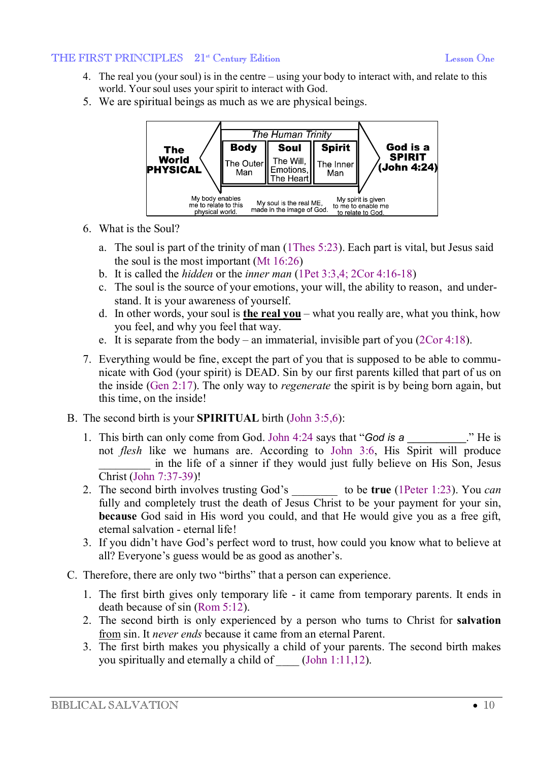4. The real you (your soul) is in the centre – using your body to interact with, and relate to this world. Your soul uses your spirit to interact with God.
5. We are spiritual beings as much as we are physical beings.

| The World PHYSICAL | Body | Soul | Spirit | God is a SPIRIT (John 4:24) |
|---|---|---|---|---|
| | *The Human Trinity* | | | |
| | The Outer Man | The Will, Emotions, The Heart | The Inner Man | |
| | My body enables me to relate to this physical world. | My soul is the real ME, made in the image of God. | My spirit is given to me to enable me to relate to God. | |

6. What is the Soul?
   a. The soul is part of the trinity of man (1Thes 5:23). Each part is vital, but Jesus said the soul is the most important (Mt 16:26)
   b. It is called the *hidden* or the *inner man* (1Pet 3:3,4; 2Cor 4:16-18)
   c. The soul is the source of your emotions, your will, the ability to reason, and understand. It is your awareness of yourself.
   d. In other words, your soul is **the real you** – what you really are, what you think, how you feel, and why you feel that way.
   e. It is separate from the body – an immaterial, invisible part of you (2Cor 4:18).
7. Everything would be fine, except the part of you that is supposed to be able to communicate with God (your spirit) is DEAD. Sin by our first parents killed that part of us on the inside (Gen 2:17). The only way to *regenerate* the spirit is by being born again, but this time, on the inside!

B. The second birth is your **SPIRITUAL** birth (John 3:5,6):

1. This birth can only come from God. John 4:24 says that "*God is a* __________." He is not *flesh* like we humans are. According to John 3:6, His Spirit will produce _________ in the life of a sinner if they would just fully believe on His Son, Jesus Christ (John 7:37-39)!
2. The second birth involves trusting God's ________ to be **true** (1Peter 1:23). You *can* fully and completely trust the death of Jesus Christ to be your payment for your sin, **because** God said in His word you could, and that He would give you as a free gift, eternal salvation - eternal life!
3. If you didn't have God's perfect word to trust, how could you know what to believe at all? Everyone's guess would be as good as another's.

C. Therefore, there are only two "births" that a person can experience.

1. The first birth gives only temporary life - it came from temporary parents. It ends in death because of sin (Rom 5:12).
2. The second birth is only experienced by a person who turns to Christ for **salvation** <u>from</u> sin. It *never ends* because it came from an eternal Parent.
3. The first birth makes you physically a child of your parents. The second birth makes you spiritually and eternally a child of ____ (John 1:11,12).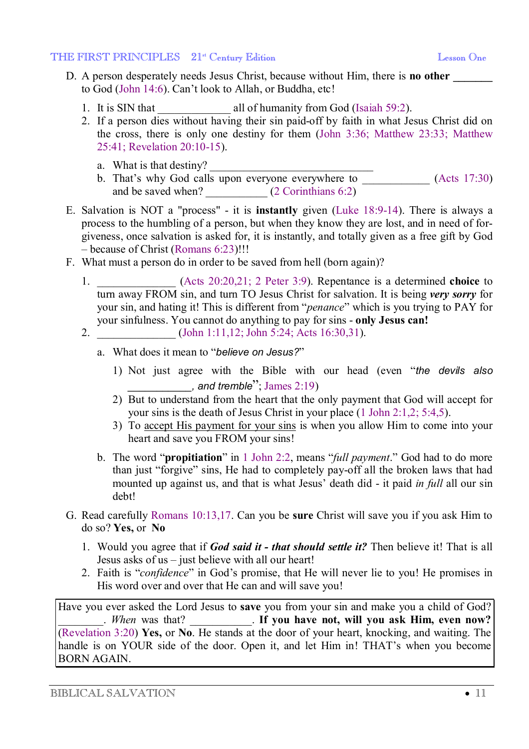D. A person desperately needs Jesus Christ, because without Him, there is **no other** _______ to God (John 14:6). Can't look to Allah, or Buddha, etc!

1. It is SIN that _____________ all of humanity from God (Isaiah 59:2).
2. If a person dies without having their sin paid-off by faith in what Jesus Christ did on the cross, there is only one destiny for them (John 3:36; Matthew 23:33; Matthew 25:41; Revelation 20:10-15).

   a. What is that destiny? _____________________________
   b. That's why God calls upon everyone everywhere to ____________ (Acts 17:30) and be saved when? ___________ (2 Corinthians 6:2)

E. Salvation is NOT a "process" - it is **instantly** given (Luke 18:9-14). There is always a process to the humbling of a person, but when they know they are lost, and in need of forgiveness, once salvation is asked for, it is instantly, and totally given as a free gift by God – because of Christ (Romans 6:23)!!!

F. What must a person do in order to be saved from hell (born again)?

1. ______________ (Acts 20:20,21; 2 Peter 3:9). Repentance is a determined **choice** to turn away FROM sin, and turn TO Jesus Christ for salvation. It is being ***very sorry*** for your sin, and hating it! This is different from "*penance*" which is you trying to PAY for your sinfulness. You cannot do anything to pay for sins - **only Jesus can!**
2. ______________ (John 1:11,12; John 5:24; Acts 16:30,31).

   a. What does it mean to "*believe on Jesus?*"

      1) Not just agree with the Bible with our head (even "*the devils also ___________, and tremble*"; James 2:19)
      2) But to understand from the heart that the only payment that God will accept for your sins is the death of Jesus Christ in your place (1 John 2:1,2; 5:4,5).
      3) To <u>accept His payment for your sins</u> is when you allow Him to come into your heart and save you FROM your sins!

   b. The word "**propitiation**" in 1 John 2:2, means "*full payment*." God had to do more than just "forgive" sins, He had to completely pay-off all the broken laws that had mounted up against us, and that is what Jesus' death did - it paid *in full* all our sin debt!

G. Read carefully Romans 10:13,17. Can you be **sure** Christ will save you if you ask Him to do so? **Yes,** or **No**

1. Would you agree that if ***God said it - that should settle it?*** Then believe it! That is all Jesus asks of us – just believe with all our heart!
2. Faith is "*confidence*" in God's promise, that He will never lie to you! He promises in His word over and over that He can and will save you!

> Have you ever asked the Lord Jesus to **save** you from your sin and make you a child of God? ________. *When* was that? ___________. **If you have not, will you ask Him, even now?** (Revelation 3:20) **Yes,** or **No**. He stands at the door of your heart, knocking, and waiting. The handle is on YOUR side of the door. Open it, and let Him in! THAT's when you become BORN AGAIN.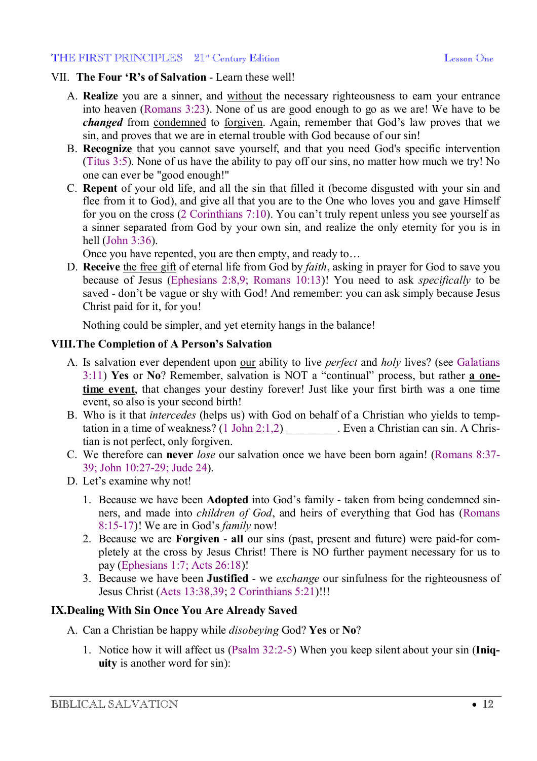VII. **The Four 'R's of Salvation** - Learn these well!

A. **Realize** you are a sinner, and without the necessary righteousness to earn your entrance into heaven (Romans 3:23). None of us are good enough to go as we are! We have to be ***changed*** from condemned to forgiven. Again, remember that God's law proves that we sin, and proves that we are in eternal trouble with God because of our sin!
B. **Recognize** that you cannot save yourself, and that you need God's specific intervention (Titus 3:5). None of us have the ability to pay off our sins, no matter how much we try! No one can ever be "good enough!"
C. **Repent** of your old life, and all the sin that filled it (become disgusted with your sin and flee from it to God), and give all that you are to the One who loves you and gave Himself for you on the cross (2 Corinthians 7:10). You can't truly repent unless you see yourself as a sinner separated from God by your own sin, and realize the only eternity for you is in hell (John 3:36).
   Once you have repented, you are then empty, and ready to…
D. **Receive** the free gift of eternal life from God by *faith*, asking in prayer for God to save you because of Jesus (Ephesians 2:8,9; Romans 10:13)! You need to ask *specifically* to be saved - don't be vague or shy with God! And remember: you can ask simply because Jesus Christ paid for it, for you!

   Nothing could be simpler, and yet eternity hangs in the balance!

**VIII. The Completion of A Person's Salvation**

A. Is salvation ever dependent upon our ability to live *perfect* and *holy* lives? (see Galatians 3:11) **Yes** or **No**? Remember, salvation is NOT a "continual" process, but rather **a one-time event**, that changes your destiny forever! Just like your first birth was a one time event, so also is your second birth!
B. Who is it that *intercedes* (helps us) with God on behalf of a Christian who yields to temptation in a time of weakness? (1 John 2:1,2) _________. Even a Christian can sin. A Christian is not perfect, only forgiven.
C. We therefore can **never** *lose* our salvation once we have been born again! (Romans 8:37-39; John 10:27-29; Jude 24).
D. Let's examine why not!
   1. Because we have been **Adopted** into God's family - taken from being condemned sinners, and made into *children of God*, and heirs of everything that God has (Romans 8:15-17)! We are in God's *family* now!
   2. Because we are **Forgiven** - **all** our sins (past, present and future) were paid-for completely at the cross by Jesus Christ! There is NO further payment necessary for us to pay (Ephesians 1:7; Acts 26:18)!
   3. Because we have been **Justified** - we *exchange* our sinfulness for the righteousness of Jesus Christ (Acts 13:38,39; 2 Corinthians 5:21)!!!

**IX. Dealing With Sin Once You Are Already Saved**

A. Can a Christian be happy while *disobeying* God? **Yes** or **No**?
   1. Notice how it will affect us (Psalm 32:2-5) When you keep silent about your sin (**Iniquity** is another word for sin):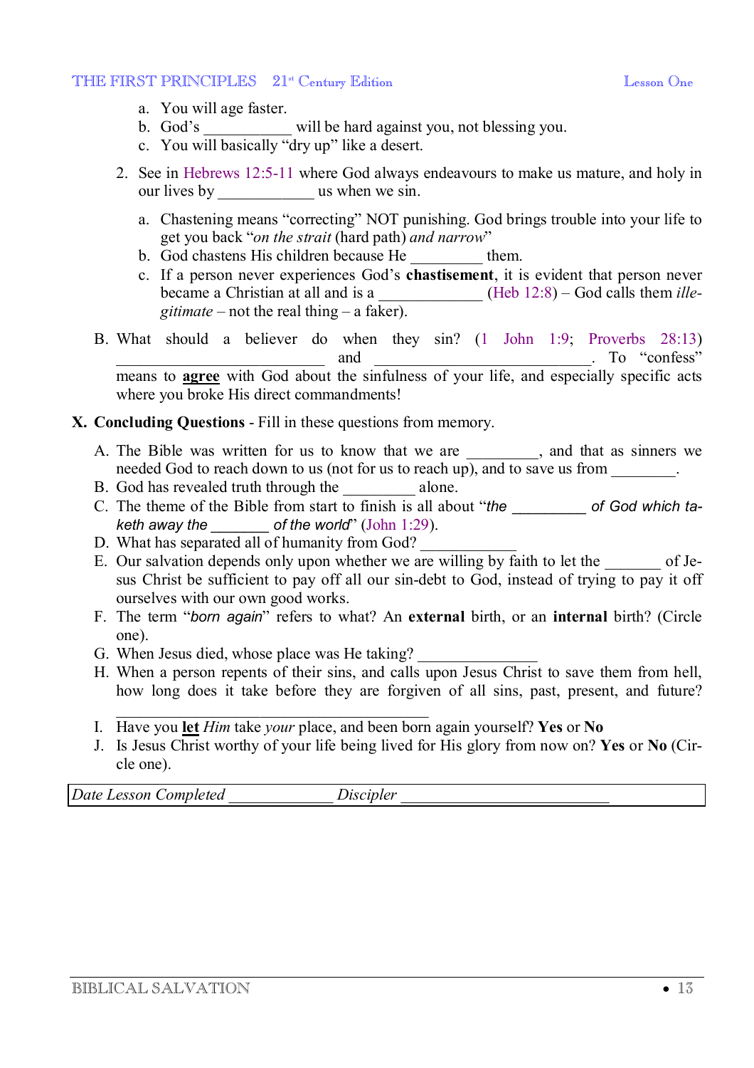a. You will age faster.
b. God's ___________ will be hard against you, not blessing you.
c. You will basically "dry up" like a desert.

2. See in Hebrews 12:5-11 where God always endeavours to make us mature, and holy in our lives by ____________ us when we sin.

   a. Chastening means "correcting" NOT punishing. God brings trouble into your life to get you back "*on the strait* (hard path) *and narrow*"
   b. God chastens His children because He _________ them.
   c. If a person never experiences God's **chastisement**, it is evident that person never became a Christian at all and is a _____________ (Heb 12:8) – God calls them *illegitimate* – not the real thing – a faker).

B. What should a believer do when they sin? (1 John 1:9; Proverbs 28:13) ___________________________ and ____________________________. To "confess" means to **agree** with God about the sinfulness of your life, and especially specific acts where you broke His direct commandments!

**X. Concluding Questions** - Fill in these questions from memory.

A. The Bible was written for us to know that we are _________, and that as sinners we needed God to reach down to us (not for us to reach up), and to save us from ________.
B. God has revealed truth through the _________ alone.
C. The theme of the Bible from start to finish is all about "*the _________ of God which taketh away the _______ of the world*" (John 1:29).
D. What has separated all of humanity from God? ____________
E. Our salvation depends only upon whether we are willing by faith to let the _______ of Jesus Christ be sufficient to pay off all our sin-debt to God, instead of trying to pay it off ourselves with our own good works.
F. The term "*born again*" refers to what? An **external** birth, or an **internal** birth? (Circle one).
G. When Jesus died, whose place was He taking? _______________
H. When a person repents of their sins, and calls upon Jesus Christ to save them from hell, how long does it take before they are forgiven of all sins, past, present, and future? ________________________________________
I. Have you **let** *Him* take *your* place, and been born again yourself? **Yes** or **No**
J. Is Jesus Christ worthy of your life being lived for His glory from now on? **Yes** or **No** (Circle one).

*Date Lesson Completed* _____________ *Discipler* ___________________________